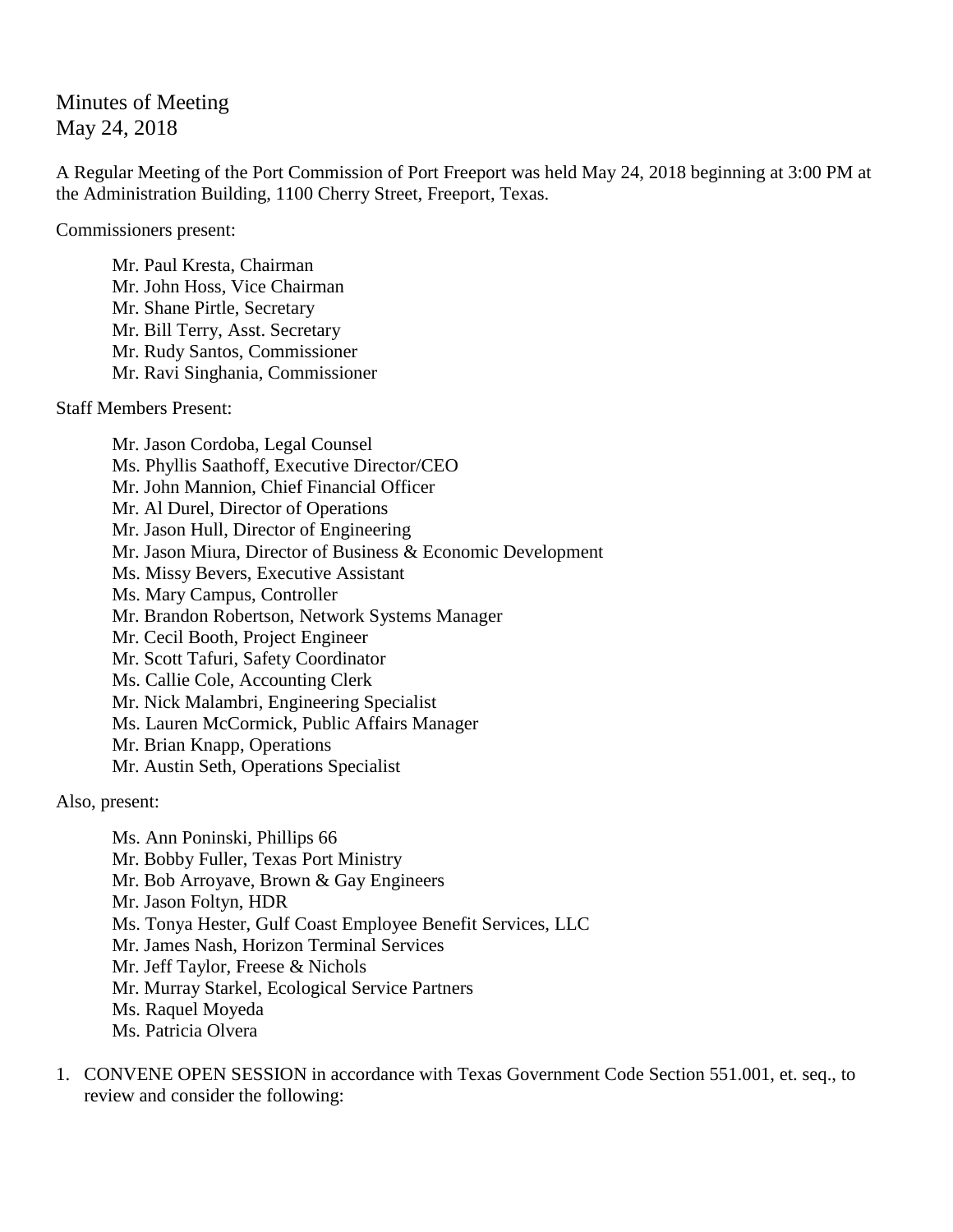# Minutes of Meeting
May 24, 2018

A Regular Meeting of the Port Commission of Port Freeport was held May 24, 2018 beginning at 3:00 PM at the Administration Building, 1100 Cherry Street, Freeport, Texas.

Commissioners present:

Mr. Paul Kresta, Chairman
Mr. John Hoss, Vice Chairman
Mr. Shane Pirtle, Secretary
Mr. Bill Terry, Asst. Secretary
Mr. Rudy Santos, Commissioner
Mr. Ravi Singhania, Commissioner

Staff Members Present:

Mr. Jason Cordoba, Legal Counsel
Ms. Phyllis Saathoff, Executive Director/CEO
Mr. John Mannion, Chief Financial Officer
Mr. Al Durel, Director of Operations
Mr. Jason Hull, Director of Engineering
Mr. Jason Miura, Director of Business & Economic Development
Ms. Missy Bevers, Executive Assistant
Ms. Mary Campus, Controller
Mr. Brandon Robertson, Network Systems Manager
Mr. Cecil Booth, Project Engineer
Mr. Scott Tafuri, Safety Coordinator
Ms. Callie Cole, Accounting Clerk
Mr. Nick Malambri, Engineering Specialist
Ms. Lauren McCormick, Public Affairs Manager
Mr. Brian Knapp, Operations
Mr. Austin Seth, Operations Specialist

Also, present:

Ms. Ann Poninski, Phillips 66
Mr. Bobby Fuller, Texas Port Ministry
Mr. Bob Arroyave, Brown & Gay Engineers
Mr. Jason Foltyn, HDR
Ms. Tonya Hester, Gulf Coast Employee Benefit Services, LLC
Mr. James Nash, Horizon Terminal Services
Mr. Jeff Taylor, Freese & Nichols
Mr. Murray Starkel, Ecological Service Partners
Ms. Raquel Moyeda
Ms. Patricia Olvera

1. CONVENE OPEN SESSION in accordance with Texas Government Code Section 551.001, et. seq., to review and consider the following: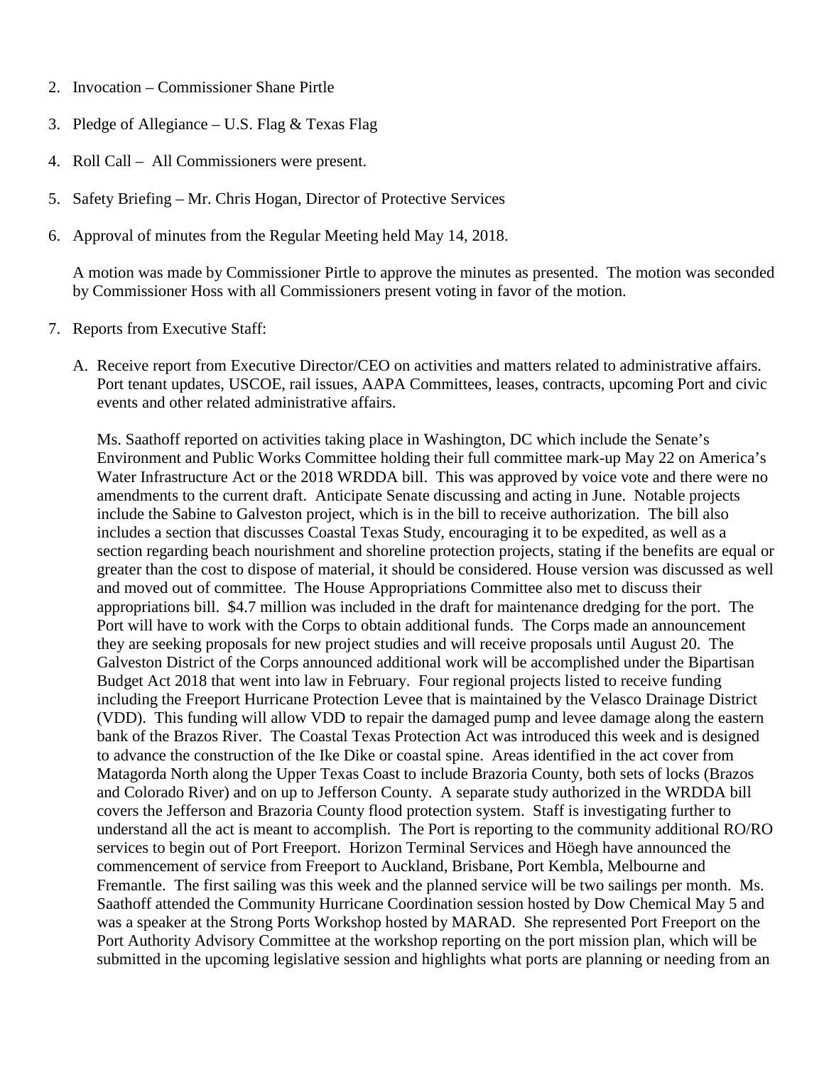2. Invocation – Commissioner Shane Pirtle

3. Pledge of Allegiance – U.S. Flag & Texas Flag

4. Roll Call – All Commissioners were present.

5. Safety Briefing – Mr. Chris Hogan, Director of Protective Services

6. Approval of minutes from the Regular Meeting held May 14, 2018.

   A motion was made by Commissioner Pirtle to approve the minutes as presented. The motion was seconded by Commissioner Hoss with all Commissioners present voting in favor of the motion.

7. Reports from Executive Staff:

   A. Receive report from Executive Director/CEO on activities and matters related to administrative affairs. Port tenant updates, USCOE, rail issues, AAPA Committees, leases, contracts, upcoming Port and civic events and other related administrative affairs.

      Ms. Saathoff reported on activities taking place in Washington, DC which include the Senate's Environment and Public Works Committee holding their full committee mark-up May 22 on America's Water Infrastructure Act or the 2018 WRDDA bill. This was approved by voice vote and there were no amendments to the current draft. Anticipate Senate discussing and acting in June. Notable projects include the Sabine to Galveston project, which is in the bill to receive authorization. The bill also includes a section that discusses Coastal Texas Study, encouraging it to be expedited, as well as a section regarding beach nourishment and shoreline protection projects, stating if the benefits are equal or greater than the cost to dispose of material, it should be considered. House version was discussed as well and moved out of committee. The House Appropriations Committee also met to discuss their appropriations bill. $4.7 million was included in the draft for maintenance dredging for the port. The Port will have to work with the Corps to obtain additional funds. The Corps made an announcement they are seeking proposals for new project studies and will receive proposals until August 20. The Galveston District of the Corps announced additional work will be accomplished under the Bipartisan Budget Act 2018 that went into law in February. Four regional projects listed to receive funding including the Freeport Hurricane Protection Levee that is maintained by the Velasco Drainage District (VDD). This funding will allow VDD to repair the damaged pump and levee damage along the eastern bank of the Brazos River. The Coastal Texas Protection Act was introduced this week and is designed to advance the construction of the Ike Dike or coastal spine. Areas identified in the act cover from Matagorda North along the Upper Texas Coast to include Brazoria County, both sets of locks (Brazos and Colorado River) and on up to Jefferson County. A separate study authorized in the WRDDA bill covers the Jefferson and Brazoria County flood protection system. Staff is investigating further to understand all the act is meant to accomplish. The Port is reporting to the community additional RO/RO services to begin out of Port Freeport. Horizon Terminal Services and Höegh have announced the commencement of service from Freeport to Auckland, Brisbane, Port Kembla, Melbourne and Fremantle. The first sailing was this week and the planned service will be two sailings per month. Ms. Saathoff attended the Community Hurricane Coordination session hosted by Dow Chemical May 5 and was a speaker at the Strong Ports Workshop hosted by MARAD. She represented Port Freeport on the Port Authority Advisory Committee at the workshop reporting on the port mission plan, which will be submitted in the upcoming legislative session and highlights what ports are planning or needing from an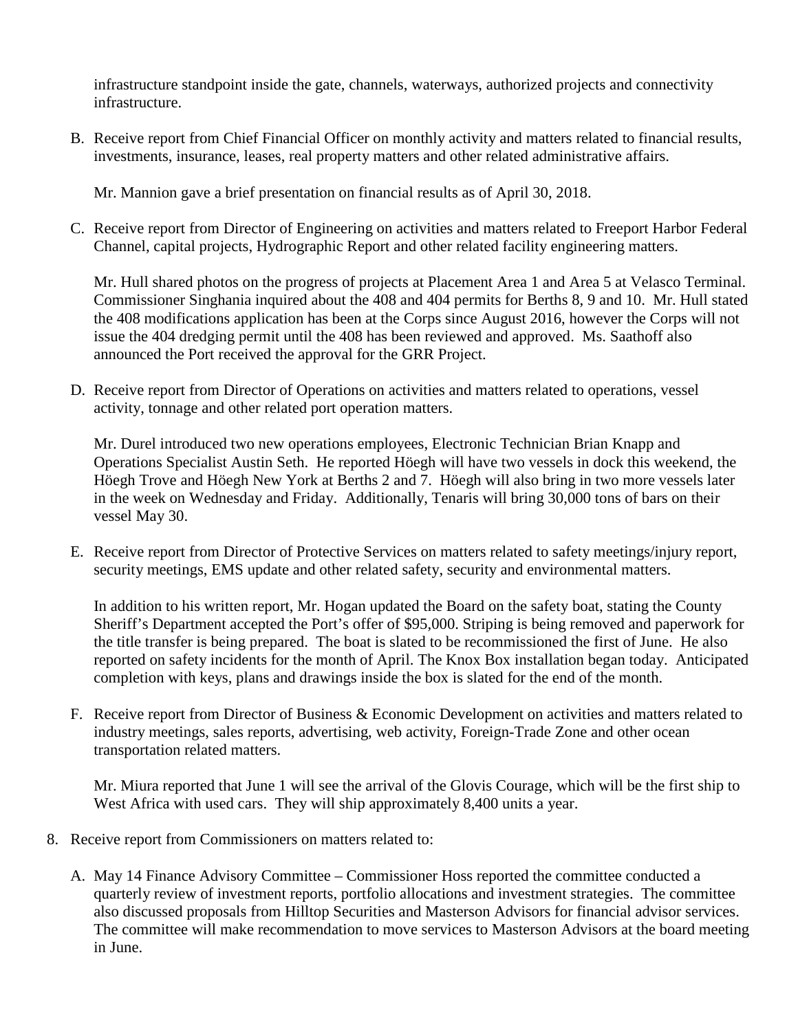infrastructure standpoint inside the gate, channels, waterways, authorized projects and connectivity infrastructure.

B. Receive report from Chief Financial Officer on monthly activity and matters related to financial results, investments, insurance, leases, real property matters and other related administrative affairs.

   Mr. Mannion gave a brief presentation on financial results as of April 30, 2018.

C. Receive report from Director of Engineering on activities and matters related to Freeport Harbor Federal Channel, capital projects, Hydrographic Report and other related facility engineering matters.

   Mr. Hull shared photos on the progress of projects at Placement Area 1 and Area 5 at Velasco Terminal. Commissioner Singhania inquired about the 408 and 404 permits for Berths 8, 9 and 10. Mr. Hull stated the 408 modifications application has been at the Corps since August 2016, however the Corps will not issue the 404 dredging permit until the 408 has been reviewed and approved. Ms. Saathoff also announced the Port received the approval for the GRR Project.

D. Receive report from Director of Operations on activities and matters related to operations, vessel activity, tonnage and other related port operation matters.

   Mr. Durel introduced two new operations employees, Electronic Technician Brian Knapp and Operations Specialist Austin Seth. He reported Höegh will have two vessels in dock this weekend, the Höegh Trove and Höegh New York at Berths 2 and 7. Höegh will also bring in two more vessels later in the week on Wednesday and Friday. Additionally, Tenaris will bring 30,000 tons of bars on their vessel May 30.

E. Receive report from Director of Protective Services on matters related to safety meetings/injury report, security meetings, EMS update and other related safety, security and environmental matters.

   In addition to his written report, Mr. Hogan updated the Board on the safety boat, stating the County Sheriff's Department accepted the Port's offer of $95,000. Striping is being removed and paperwork for the title transfer is being prepared. The boat is slated to be recommissioned the first of June. He also reported on safety incidents for the month of April. The Knox Box installation began today. Anticipated completion with keys, plans and drawings inside the box is slated for the end of the month.

F. Receive report from Director of Business & Economic Development on activities and matters related to industry meetings, sales reports, advertising, web activity, Foreign-Trade Zone and other ocean transportation related matters.

   Mr. Miura reported that June 1 will see the arrival of the Glovis Courage, which will be the first ship to West Africa with used cars. They will ship approximately 8,400 units a year.

8. Receive report from Commissioners on matters related to:

   A. May 14 Finance Advisory Committee – Commissioner Hoss reported the committee conducted a quarterly review of investment reports, portfolio allocations and investment strategies. The committee also discussed proposals from Hilltop Securities and Masterson Advisors for financial advisor services. The committee will make recommendation to move services to Masterson Advisors at the board meeting in June.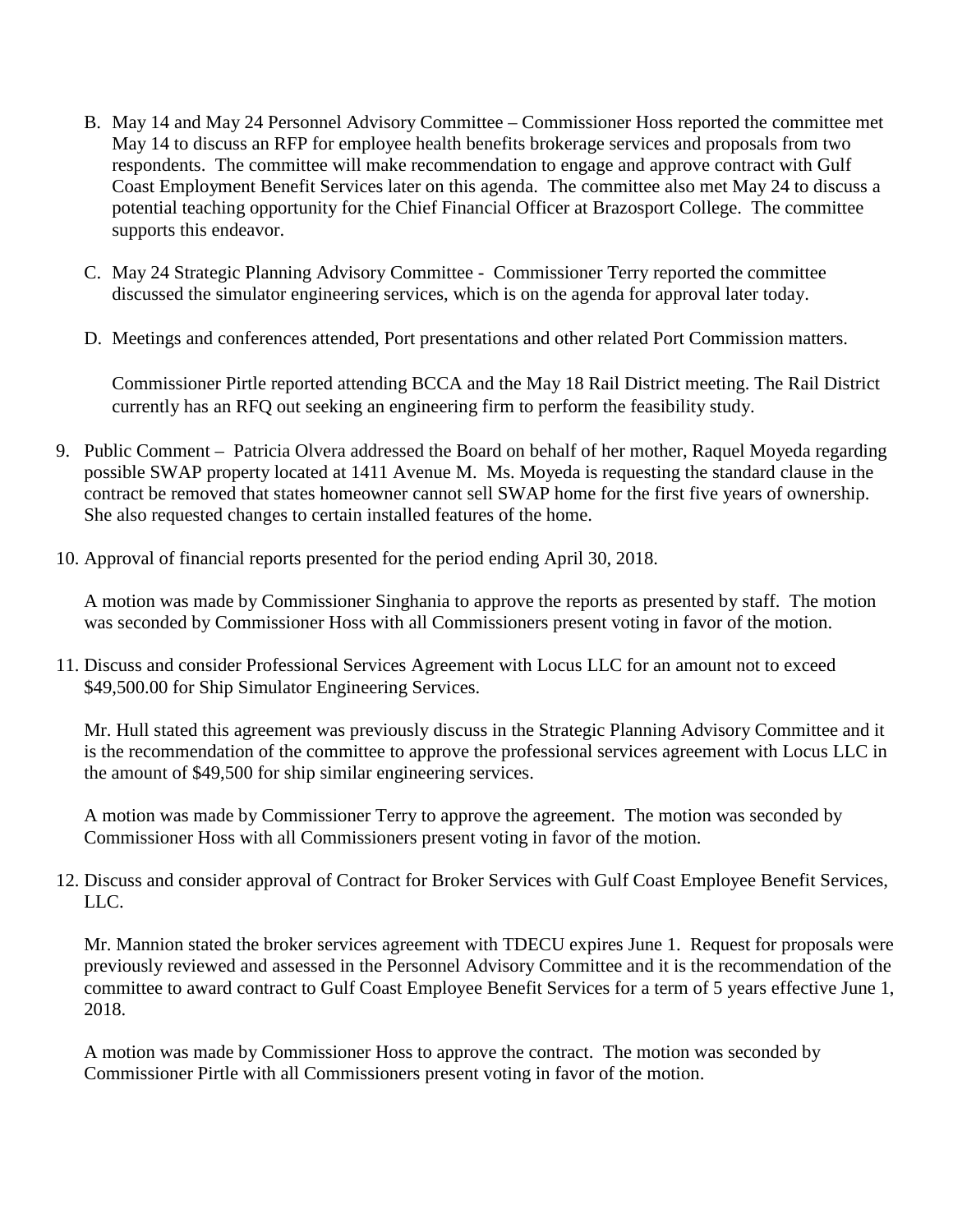B. May 14 and May 24 Personnel Advisory Committee – Commissioner Hoss reported the committee met May 14 to discuss an RFP for employee health benefits brokerage services and proposals from two respondents. The committee will make recommendation to engage and approve contract with Gulf Coast Employment Benefit Services later on this agenda. The committee also met May 24 to discuss a potential teaching opportunity for the Chief Financial Officer at Brazosport College. The committee supports this endeavor.

C. May 24 Strategic Planning Advisory Committee - Commissioner Terry reported the committee discussed the simulator engineering services, which is on the agenda for approval later today.

D. Meetings and conferences attended, Port presentations and other related Port Commission matters.

   Commissioner Pirtle reported attending BCCA and the May 18 Rail District meeting. The Rail District currently has an RFQ out seeking an engineering firm to perform the feasibility study.

9. Public Comment – Patricia Olvera addressed the Board on behalf of her mother, Raquel Moyeda regarding possible SWAP property located at 1411 Avenue M. Ms. Moyeda is requesting the standard clause in the contract be removed that states homeowner cannot sell SWAP home for the first five years of ownership. She also requested changes to certain installed features of the home.

10. Approval of financial reports presented for the period ending April 30, 2018.

    A motion was made by Commissioner Singhania to approve the reports as presented by staff. The motion was seconded by Commissioner Hoss with all Commissioners present voting in favor of the motion.

11. Discuss and consider Professional Services Agreement with Locus LLC for an amount not to exceed $49,500.00 for Ship Simulator Engineering Services.

    Mr. Hull stated this agreement was previously discuss in the Strategic Planning Advisory Committee and it is the recommendation of the committee to approve the professional services agreement with Locus LLC in the amount of $49,500 for ship similar engineering services.

    A motion was made by Commissioner Terry to approve the agreement. The motion was seconded by Commissioner Hoss with all Commissioners present voting in favor of the motion.

12. Discuss and consider approval of Contract for Broker Services with Gulf Coast Employee Benefit Services, LLC.

    Mr. Mannion stated the broker services agreement with TDECU expires June 1. Request for proposals were previously reviewed and assessed in the Personnel Advisory Committee and it is the recommendation of the committee to award contract to Gulf Coast Employee Benefit Services for a term of 5 years effective June 1, 2018.

    A motion was made by Commissioner Hoss to approve the contract. The motion was seconded by Commissioner Pirtle with all Commissioners present voting in favor of the motion.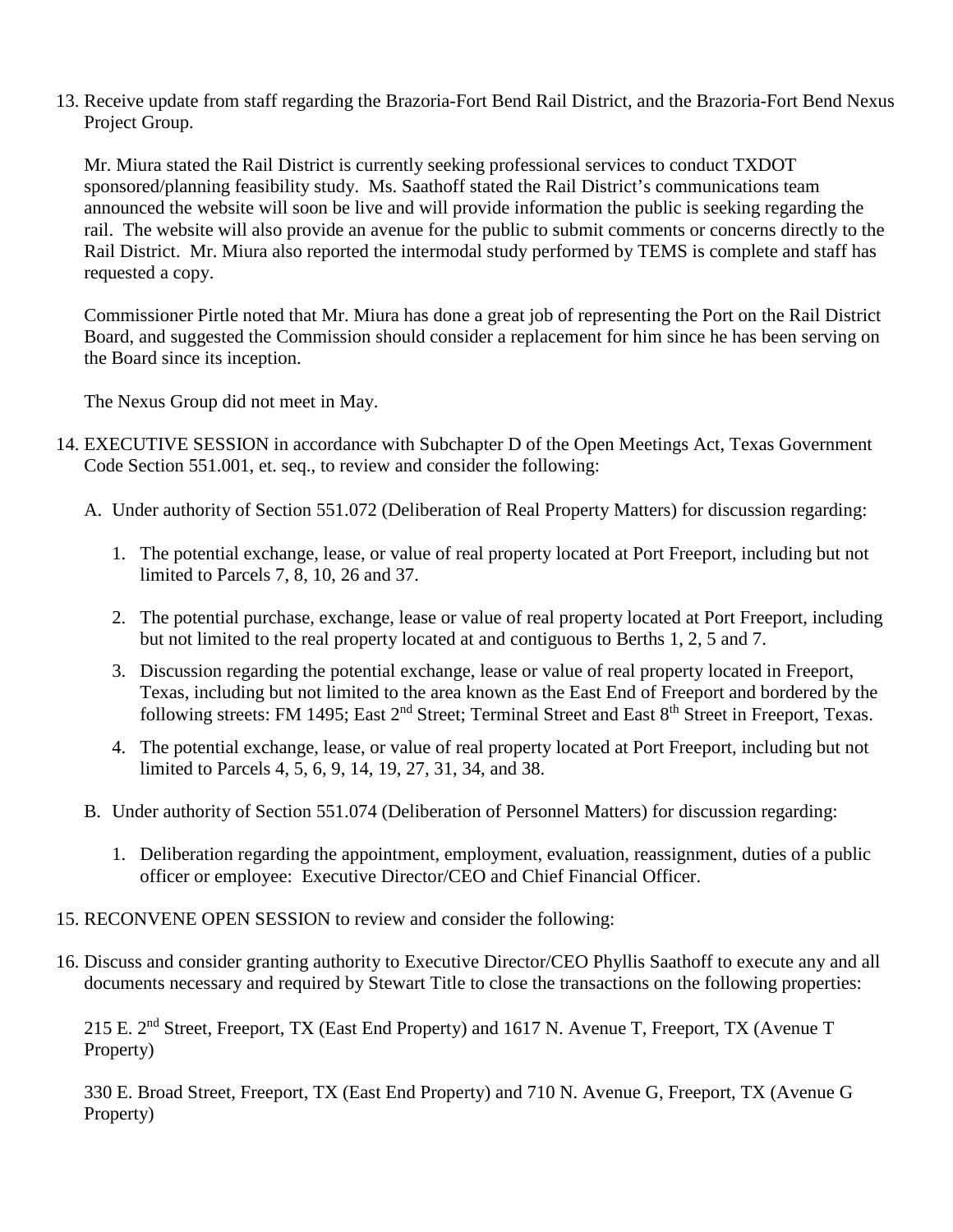13. Receive update from staff regarding the Brazoria-Fort Bend Rail District, and the Brazoria-Fort Bend Nexus Project Group.

    Mr. Miura stated the Rail District is currently seeking professional services to conduct TXDOT sponsored/planning feasibility study. Ms. Saathoff stated the Rail District's communications team announced the website will soon be live and will provide information the public is seeking regarding the rail. The website will also provide an avenue for the public to submit comments or concerns directly to the Rail District. Mr. Miura also reported the intermodal study performed by TEMS is complete and staff has requested a copy.

    Commissioner Pirtle noted that Mr. Miura has done a great job of representing the Port on the Rail District Board, and suggested the Commission should consider a replacement for him since he has been serving on the Board since its inception.

    The Nexus Group did not meet in May.

14. EXECUTIVE SESSION in accordance with Subchapter D of the Open Meetings Act, Texas Government Code Section 551.001, et. seq., to review and consider the following:

    A. Under authority of Section 551.072 (Deliberation of Real Property Matters) for discussion regarding:

        1. The potential exchange, lease, or value of real property located at Port Freeport, including but not limited to Parcels 7, 8, 10, 26 and 37.

        2. The potential purchase, exchange, lease or value of real property located at Port Freeport, including but not limited to the real property located at and contiguous to Berths 1, 2, 5 and 7.

        3. Discussion regarding the potential exchange, lease or value of real property located in Freeport, Texas, including but not limited to the area known as the East End of Freeport and bordered by the following streets: FM 1495; East 2nd Street; Terminal Street and East 8th Street in Freeport, Texas.

        4. The potential exchange, lease, or value of real property located at Port Freeport, including but not limited to Parcels 4, 5, 6, 9, 14, 19, 27, 31, 34, and 38.

    B. Under authority of Section 551.074 (Deliberation of Personnel Matters) for discussion regarding:

        1. Deliberation regarding the appointment, employment, evaluation, reassignment, duties of a public officer or employee: Executive Director/CEO and Chief Financial Officer.

15. RECONVENE OPEN SESSION to review and consider the following:

16. Discuss and consider granting authority to Executive Director/CEO Phyllis Saathoff to execute any and all documents necessary and required by Stewart Title to close the transactions on the following properties:

    215 E. 2nd Street, Freeport, TX (East End Property) and 1617 N. Avenue T, Freeport, TX (Avenue T Property)

    330 E. Broad Street, Freeport, TX (East End Property) and 710 N. Avenue G, Freeport, TX (Avenue G Property)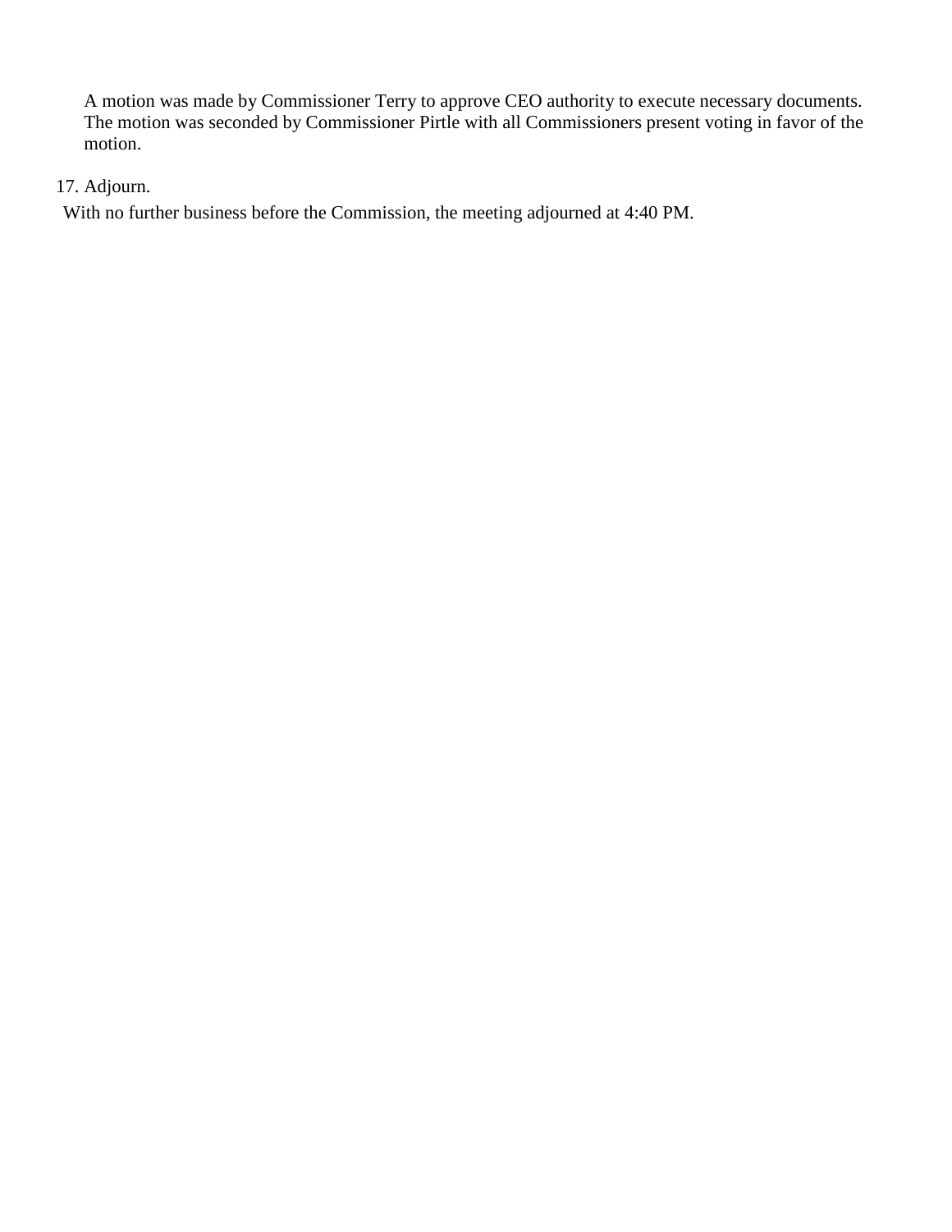A motion was made by Commissioner Terry to approve CEO authority to execute necessary documents. The motion was seconded by Commissioner Pirtle with all Commissioners present voting in favor of the motion.

17. Adjourn.

With no further business before the Commission, the meeting adjourned at 4:40 PM.